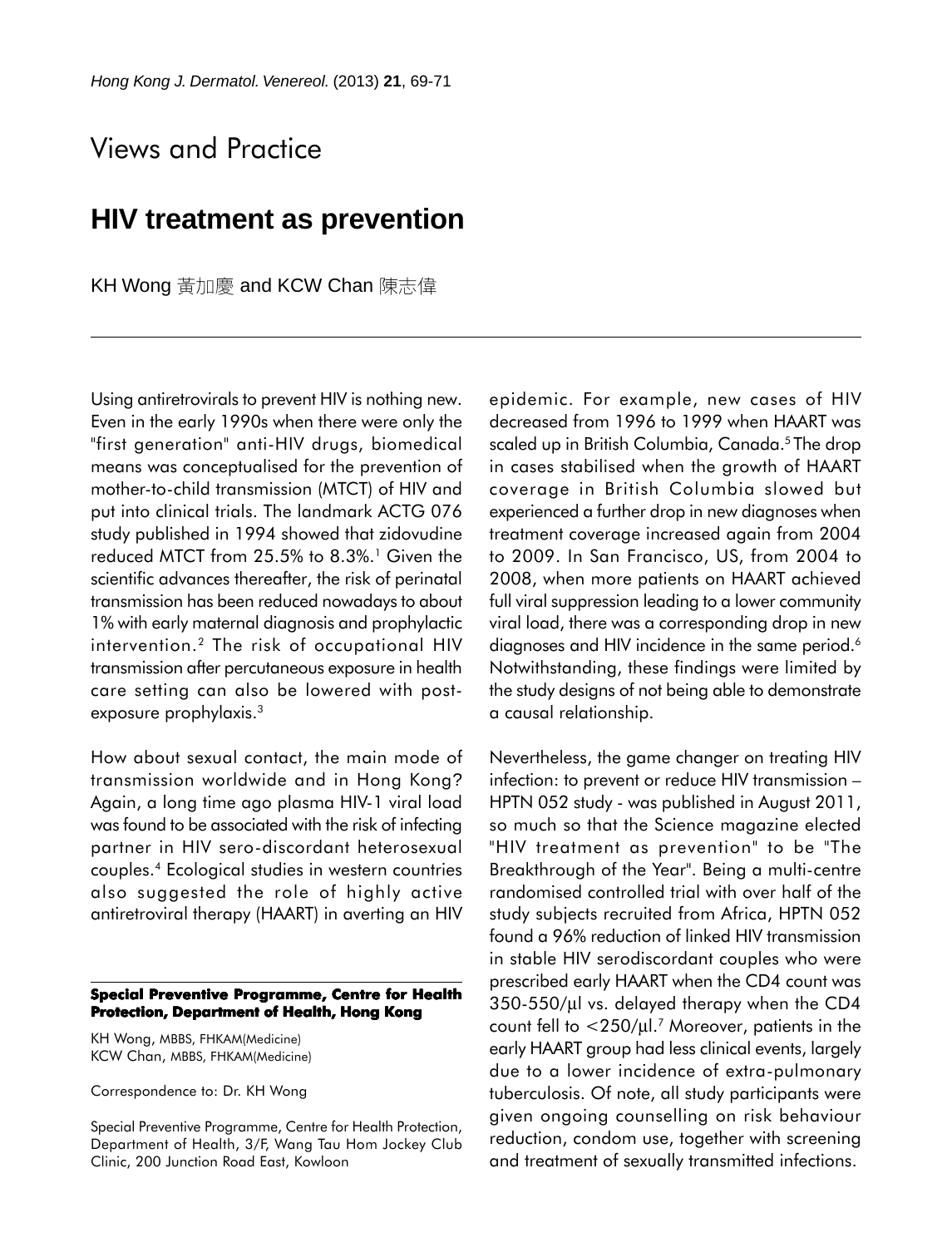# Views and Practice

## HIV treatment as prevention

KH Wong 黃加慶 and KCW Chan 陳志偉

Using antiretrovirals to prevent HIV is nothing new. Even in the early 1990s when there were only the "first generation" anti-HIV drugs, biomedical means was conceptualised for the prevention of mother-to-child transmission (MTCT) of HIV and put into clinical trials. The landmark ACTG 076 study published in 1994 showed that zidovudine reduced MTCT from 25.5% to 8.3%.[1] Given the scientific advances thereafter, the risk of perinatal transmission has been reduced nowadays to about 1% with early maternal diagnosis and prophylactic intervention.[2] The risk of occupational HIV transmission after percutaneous exposure in health care setting can also be lowered with post-exposure prophylaxis.[3]

How about sexual contact, the main mode of transmission worldwide and in Hong Kong? Again, a long time ago plasma HIV-1 viral load was found to be associated with the risk of infecting partner in HIV sero-discordant heterosexual couples.[4] Ecological studies in western countries also suggested the role of highly active antiretroviral therapy (HAART) in averting an HIV epidemic. For example, new cases of HIV decreased from 1996 to 1999 when HAART was scaled up in British Columbia, Canada.[5] The drop in cases stabilised when the growth of HAART coverage in British Columbia slowed but experienced a further drop in new diagnoses when treatment coverage increased again from 2004 to 2009. In San Francisco, US, from 2004 to 2008, when more patients on HAART achieved full viral suppression leading to a lower community viral load, there was a corresponding drop in new diagnoses and HIV incidence in the same period.[6] Notwithstanding, these findings were limited by the study designs of not being able to demonstrate a causal relationship.

Nevertheless, the game changer on treating HIV infection: to prevent or reduce HIV transmission – HPTN 052 study - was published in August 2011, so much so that the Science magazine elected "HIV treatment as prevention" to be "The Breakthrough of the Year". Being a multi-centre randomised controlled trial with over half of the study subjects recruited from Africa, HPTN 052 found a 96% reduction of linked HIV transmission in stable HIV serodiscordant couples who were prescribed early HAART when the CD4 count was 350-550/µl vs. delayed therapy when the CD4 count fell to <250/µl.[7] Moreover, patients in the early HAART group had less clinical events, largely due to a lower incidence of extra-pulmonary tuberculosis. Of note, all study participants were given ongoing counselling on risk behaviour reduction, condom use, together with screening and treatment of sexually transmitted infections.

**Special Preventive Programme, Centre for Health Protection, Department of Health, Hong Kong**

KH Wong, MBBS, FHKAM(Medicine)
KCW Chan, MBBS, FHKAM(Medicine)

Correspondence to: Dr. KH Wong

Special Preventive Programme, Centre for Health Protection, Department of Health, 3/F, Wang Tau Hom Jockey Club Clinic, 200 Junction Road East, Kowloon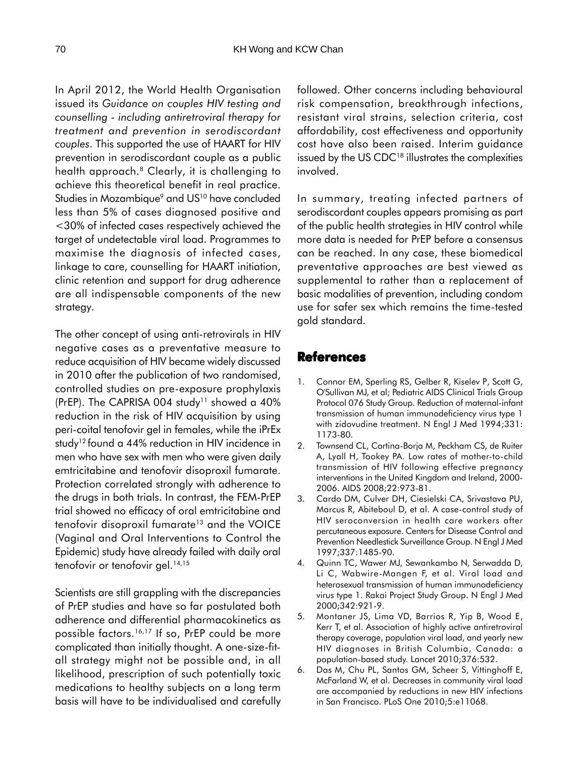In April 2012, the World Health Organisation issued its *Guidance on couples HIV testing and counselling - including antiretroviral therapy for treatment and prevention in serodiscordant couples*. This supported the use of HAART for HIV prevention in serodiscordant couple as a public health approach.[8] Clearly, it is challenging to achieve this theoretical benefit in real practice. Studies in Mozambique[9] and US[10] have concluded less than 5% of cases diagnosed positive and <30% of infected cases respectively achieved the target of undetectable viral load. Programmes to maximise the diagnosis of infected cases, linkage to care, counselling for HAART initiation, clinic retention and support for drug adherence are all indispensable components of the new strategy.

The other concept of using anti-retrovirals in HIV negative cases as a preventative measure to reduce acquisition of HIV became widely discussed in 2010 after the publication of two randomised, controlled studies on pre-exposure prophylaxis (PrEP). The CAPRISA 004 study[11] showed a 40% reduction in the risk of HIV acquisition by using peri-coital tenofovir gel in females, while the iPrEx study[12] found a 44% reduction in HIV incidence in men who have sex with men who were given daily emtricitabine and tenofovir disoproxil fumarate. Protection correlated strongly with adherence to the drugs in both trials. In contrast, the FEM-PrEP trial showed no efficacy of oral emtricitabine and tenofovir disoproxil fumarate[13] and the VOICE (Vaginal and Oral Interventions to Control the Epidemic) study have already failed with daily oral tenofovir or tenofovir gel.[14,15]

Scientists are still grappling with the discrepancies of PrEP studies and have so far postulated both adherence and differential pharmacokinetics as possible factors.[16,17] If so, PrEP could be more complicated than initially thought. A one-size-fit-all strategy might not be possible and, in all likelihood, prescription of such potentially toxic medications to healthy subjects on a long term basis will have to be individualised and carefully followed. Other concerns including behavioural risk compensation, breakthrough infections, resistant viral strains, selection criteria, cost affordability, cost effectiveness and opportunity cost have also been raised. Interim guidance issued by the US CDC[18] illustrates the complexities involved.

In summary, treating infected partners of serodiscordant couples appears promising as part of the public health strategies in HIV control while more data is needed for PrEP before a consensus can be reached. In any case, these biomedical preventative approaches are best viewed as supplemental to rather than a replacement of basic modalities of prevention, including condom use for safer sex which remains the time-tested gold standard.

## References

1. Connor EM, Sperling RS, Gelber R, Kiselev P, Scott G, O'Sullivan MJ, et al; Pediatric AIDS Clinical Trials Group Protocol 076 Study Group. Reduction of maternal-infant transmission of human immunodeficiency virus type 1 with zidovudine treatment. N Engl J Med 1994;331:1173-80.
2. Townsend CL, Cortina-Borja M, Peckham CS, de Ruiter A, Lyall H, Tookey PA. Low rates of mother-to-child transmission of HIV following effective pregnancy interventions in the United Kingdom and Ireland, 2000-2006. AIDS 2008;22:973-81.
3. Cardo DM, Culver DH, Ciesielski CA, Srivastava PU, Marcus R, Abiteboul D, et al. A case-control study of HIV seroconversion in health care workers after percutaneous exposure. Centers for Disease Control and Prevention Needlestick Surveillance Group. N Engl J Med 1997;337:1485-90.
4. Quinn TC, Wawer MJ, Sewankambo N, Serwadda D, Li C, Wabwire-Mangen F, et al. Viral load and heterosexual transmission of human immunodeficiency virus type 1. Rakai Project Study Group. N Engl J Med 2000;342:921-9.
5. Montaner JS, Lima VD, Barrios R, Yip B, Wood E, Kerr T, et al. Association of highly active antiretroviral therapy coverage, population viral load, and yearly new HIV diagnoses in British Columbia, Canada: a population-based study. Lancet 2010;376:532.
6. Das M, Chu PL, Santos GM, Scheer S, Vittinghoff E, McFarland W, et al. Decreases in community viral load are accompanied by reductions in new HIV infections in San Francisco. PLoS One 2010;5:e11068.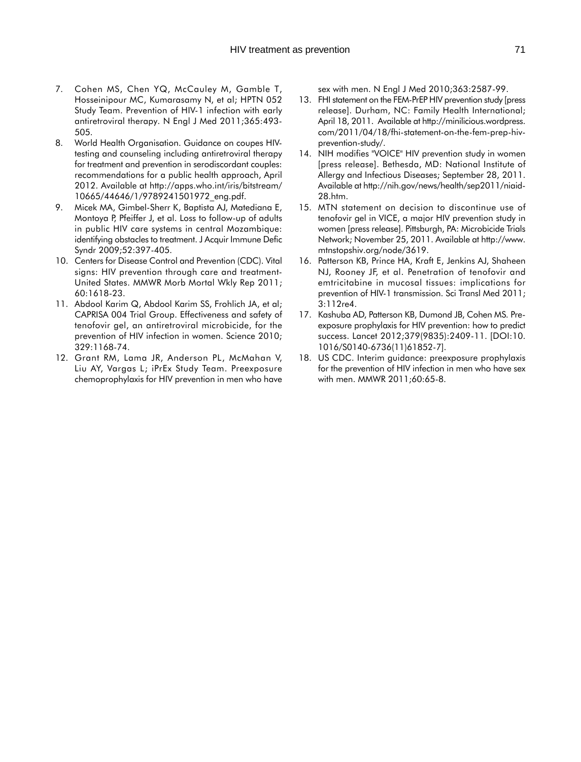7. Cohen MS, Chen YQ, McCauley M, Gamble T, Hosseinipour MC, Kumarasamy N, et al; HPTN 052 Study Team. Prevention of HIV-1 infection with early antiretroviral therapy. N Engl J Med 2011;365:493-505.
8. World Health Organisation. Guidance on coupes HIV-testing and counseling including antiretroviral therapy for treatment and prevention in serodiscordant couples: recommendations for a public health approach, April 2012. Available at http://apps.who.int/iris/bitstream/10665/44646/1/9789241501972_eng.pdf.
9. Micek MA, Gimbel-Sherr K, Baptista AJ, Matediana E, Montoya P, Pfeiffer J, et al. Loss to follow-up of adults in public HIV care systems in central Mozambique: identifying obstacles to treatment. J Acquir Immune Defic Syndr 2009;52:397-405.
10. Centers for Disease Control and Prevention (CDC). Vital signs: HIV prevention through care and treatment-United States. MMWR Morb Mortal Wkly Rep 2011; 60:1618-23.
11. Abdool Karim Q, Abdool Karim SS, Frohlich JA, et al; CAPRISA 004 Trial Group. Effectiveness and safety of tenofovir gel, an antiretroviral microbicide, for the prevention of HIV infection in women. Science 2010; 329:1168-74.
12. Grant RM, Lama JR, Anderson PL, McMahan V, Liu AY, Vargas L; iPrEx Study Team. Preexposure chemoprophylaxis for HIV prevention in men who have sex with men. N Engl J Med 2010;363:2587-99.
13. FHI statement on the FEM-PrEP HIV prevention study [press release]. Durham, NC: Family Health International; April 18, 2011. Available at http://minilicious.wordpress.com/2011/04/18/fhi-statement-on-the-fem-prep-hiv-prevention-study/.
14. NIH modifies "VOICE" HIV prevention study in women [press release]. Bethesda, MD: National Institute of Allergy and Infectious Diseases; September 28, 2011. Available at http://nih.gov/news/health/sep2011/niaid-28.htm.
15. MTN statement on decision to discontinue use of tenofovir gel in VICE, a major HIV prevention study in women [press release]. Pittsburgh, PA: Microbicide Trials Network; November 25, 2011. Available at http://www.mtnstopshiv.org/node/3619.
16. Patterson KB, Prince HA, Kraft E, Jenkins AJ, Shaheen NJ, Rooney JF, et al. Penetration of tenofovir and emtricitabine in mucosal tissues: implications for prevention of HIV-1 transmission. Sci Transl Med 2011; 3:112re4.
17. Kashuba AD, Patterson KB, Dumond JB, Cohen MS. Pre-exposure prophylaxis for HIV prevention: how to predict success. Lancet 2012;379(9835):2409-11. [DOI:10.1016/S0140-6736(11)61852-7].
18. US CDC. Interim guidance: preexposure prophylaxis for the prevention of HIV infection in men who have sex with men. MMWR 2011;60:65-8.